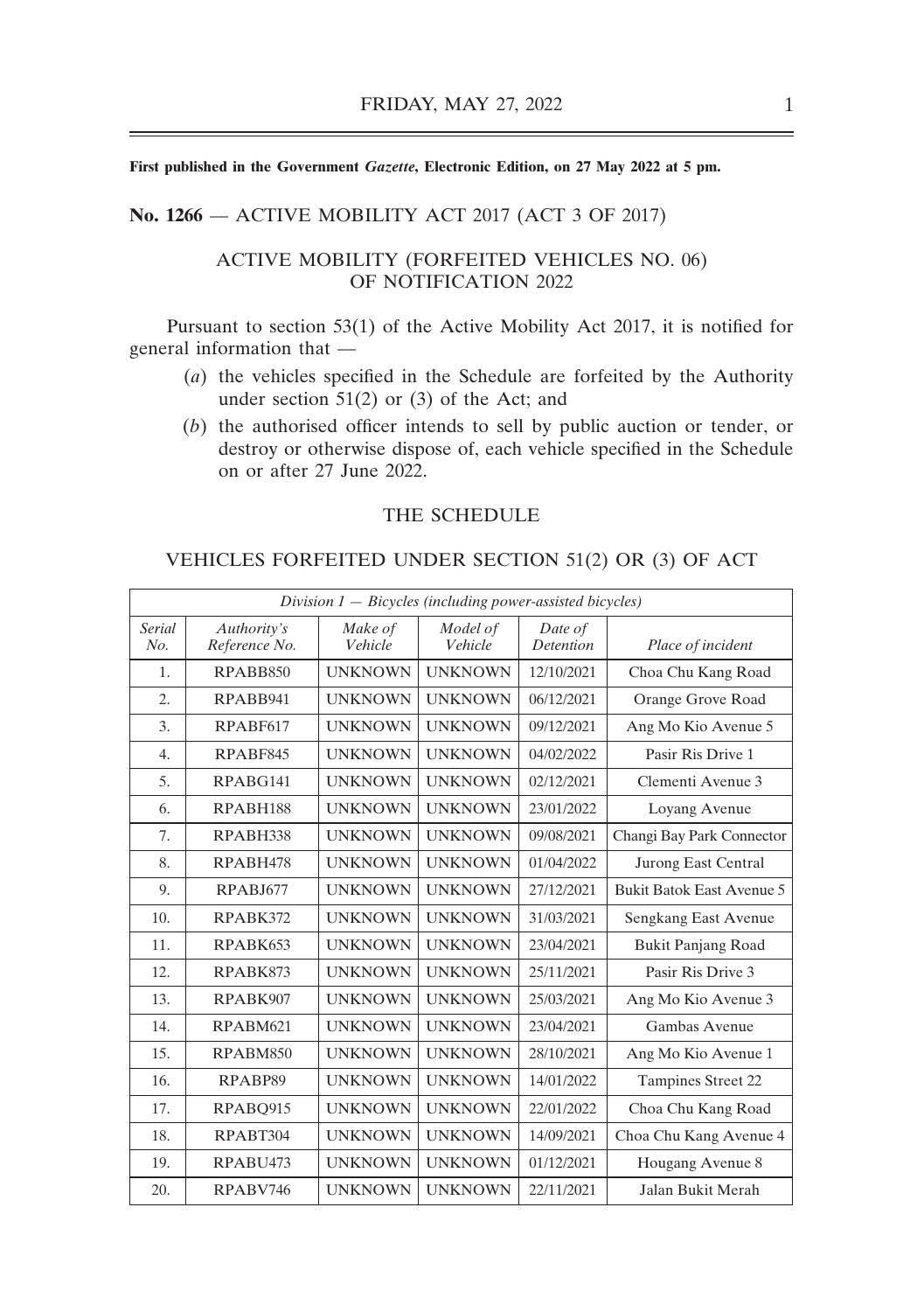**First published in the Government *Gazette*, Electronic Edition, on 27 May 2022 at 5 pm.**

**No. 1266** — ACTIVE MOBILITY ACT 2017 (ACT 3 OF 2017)

## ACTIVE MOBILITY (FORFEITED VEHICLES NO. 06) OF NOTIFICATION 2022

Pursuant to section 53(1) of the Active Mobility Act 2017, it is notified for general information that —

(*a*) the vehicles specified in the Schedule are forfeited by the Authority under section 51(2) or (3) of the Act; and

(*b*) the authorised officer intends to sell by public auction or tender, or destroy or otherwise dispose of, each vehicle specified in the Schedule on or after 27 June 2022.

## THE SCHEDULE

## VEHICLES FORFEITED UNDER SECTION 51(2) OR (3) OF ACT

| *Division 1 — Bicycles (including power-assisted bicycles)* | | | | | |
|---|---|---|---|---|---|
| *Serial No.* | *Authority's Reference No.* | *Make of Vehicle* | *Model of Vehicle* | *Date of Detention* | *Place of incident* |
| 1. | RPABB850 | UNKNOWN | UNKNOWN | 12/10/2021 | Choa Chu Kang Road |
| 2. | RPABB941 | UNKNOWN | UNKNOWN | 06/12/2021 | Orange Grove Road |
| 3. | RPABF617 | UNKNOWN | UNKNOWN | 09/12/2021 | Ang Mo Kio Avenue 5 |
| 4. | RPABF845 | UNKNOWN | UNKNOWN | 04/02/2022 | Pasir Ris Drive 1 |
| 5. | RPABG141 | UNKNOWN | UNKNOWN | 02/12/2021 | Clementi Avenue 3 |
| 6. | RPABH188 | UNKNOWN | UNKNOWN | 23/01/2022 | Loyang Avenue |
| 7. | RPABH338 | UNKNOWN | UNKNOWN | 09/08/2021 | Changi Bay Park Connector |
| 8. | RPABH478 | UNKNOWN | UNKNOWN | 01/04/2022 | Jurong East Central |
| 9. | RPABJ677 | UNKNOWN | UNKNOWN | 27/12/2021 | Bukit Batok East Avenue 5 |
| 10. | RPABK372 | UNKNOWN | UNKNOWN | 31/03/2021 | Sengkang East Avenue |
| 11. | RPABK653 | UNKNOWN | UNKNOWN | 23/04/2021 | Bukit Panjang Road |
| 12. | RPABK873 | UNKNOWN | UNKNOWN | 25/11/2021 | Pasir Ris Drive 3 |
| 13. | RPABK907 | UNKNOWN | UNKNOWN | 25/03/2021 | Ang Mo Kio Avenue 3 |
| 14. | RPABM621 | UNKNOWN | UNKNOWN | 23/04/2021 | Gambas Avenue |
| 15. | RPABM850 | UNKNOWN | UNKNOWN | 28/10/2021 | Ang Mo Kio Avenue 1 |
| 16. | RPABP89 | UNKNOWN | UNKNOWN | 14/01/2022 | Tampines Street 22 |
| 17. | RPABQ915 | UNKNOWN | UNKNOWN | 22/01/2022 | Choa Chu Kang Road |
| 18. | RPABT304 | UNKNOWN | UNKNOWN | 14/09/2021 | Choa Chu Kang Avenue 4 |
| 19. | RPABU473 | UNKNOWN | UNKNOWN | 01/12/2021 | Hougang Avenue 8 |
| 20. | RPABV746 | UNKNOWN | UNKNOWN | 22/11/2021 | Jalan Bukit Merah |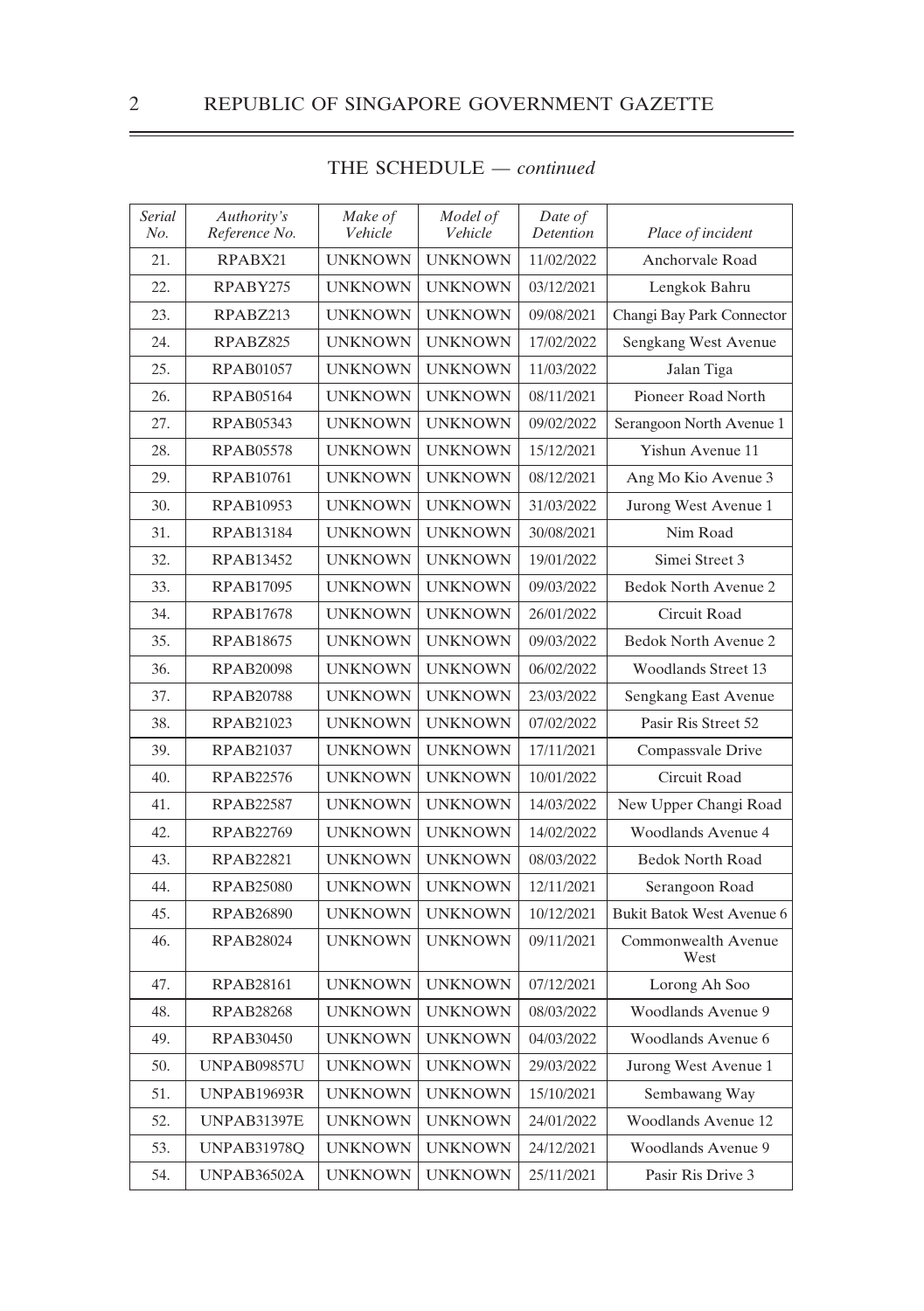THE SCHEDULE — *continued*

| *Serial No.* | *Authority's Reference No.* | *Make of Vehicle* | *Model of Vehicle* | *Date of Detention* | *Place of incident* |
|---|---|---|---|---|---|
| 21. | RPABX21 | UNKNOWN | UNKNOWN | 11/02/2022 | Anchorvale Road |
| 22. | RPABY275 | UNKNOWN | UNKNOWN | 03/12/2021 | Lengkok Bahru |
| 23. | RPABZ213 | UNKNOWN | UNKNOWN | 09/08/2021 | Changi Bay Park Connector |
| 24. | RPABZ825 | UNKNOWN | UNKNOWN | 17/02/2022 | Sengkang West Avenue |
| 25. | RPAB01057 | UNKNOWN | UNKNOWN | 11/03/2022 | Jalan Tiga |
| 26. | RPAB05164 | UNKNOWN | UNKNOWN | 08/11/2021 | Pioneer Road North |
| 27. | RPAB05343 | UNKNOWN | UNKNOWN | 09/02/2022 | Serangoon North Avenue 1 |
| 28. | RPAB05578 | UNKNOWN | UNKNOWN | 15/12/2021 | Yishun Avenue 11 |
| 29. | RPAB10761 | UNKNOWN | UNKNOWN | 08/12/2021 | Ang Mo Kio Avenue 3 |
| 30. | RPAB10953 | UNKNOWN | UNKNOWN | 31/03/2022 | Jurong West Avenue 1 |
| 31. | RPAB13184 | UNKNOWN | UNKNOWN | 30/08/2021 | Nim Road |
| 32. | RPAB13452 | UNKNOWN | UNKNOWN | 19/01/2022 | Simei Street 3 |
| 33. | RPAB17095 | UNKNOWN | UNKNOWN | 09/03/2022 | Bedok North Avenue 2 |
| 34. | RPAB17678 | UNKNOWN | UNKNOWN | 26/01/2022 | Circuit Road |
| 35. | RPAB18675 | UNKNOWN | UNKNOWN | 09/03/2022 | Bedok North Avenue 2 |
| 36. | RPAB20098 | UNKNOWN | UNKNOWN | 06/02/2022 | Woodlands Street 13 |
| 37. | RPAB20788 | UNKNOWN | UNKNOWN | 23/03/2022 | Sengkang East Avenue |
| 38. | RPAB21023 | UNKNOWN | UNKNOWN | 07/02/2022 | Pasir Ris Street 52 |
| 39. | RPAB21037 | UNKNOWN | UNKNOWN | 17/11/2021 | Compassvale Drive |
| 40. | RPAB22576 | UNKNOWN | UNKNOWN | 10/01/2022 | Circuit Road |
| 41. | RPAB22587 | UNKNOWN | UNKNOWN | 14/03/2022 | New Upper Changi Road |
| 42. | RPAB22769 | UNKNOWN | UNKNOWN | 14/02/2022 | Woodlands Avenue 4 |
| 43. | RPAB22821 | UNKNOWN | UNKNOWN | 08/03/2022 | Bedok North Road |
| 44. | RPAB25080 | UNKNOWN | UNKNOWN | 12/11/2021 | Serangoon Road |
| 45. | RPAB26890 | UNKNOWN | UNKNOWN | 10/12/2021 | Bukit Batok West Avenue 6 |
| 46. | RPAB28024 | UNKNOWN | UNKNOWN | 09/11/2021 | Commonwealth Avenue West |
| 47. | RPAB28161 | UNKNOWN | UNKNOWN | 07/12/2021 | Lorong Ah Soo |
| 48. | RPAB28268 | UNKNOWN | UNKNOWN | 08/03/2022 | Woodlands Avenue 9 |
| 49. | RPAB30450 | UNKNOWN | UNKNOWN | 04/03/2022 | Woodlands Avenue 6 |
| 50. | UNPAB09857U | UNKNOWN | UNKNOWN | 29/03/2022 | Jurong West Avenue 1 |
| 51. | UNPAB19693R | UNKNOWN | UNKNOWN | 15/10/2021 | Sembawang Way |
| 52. | UNPAB31397E | UNKNOWN | UNKNOWN | 24/01/2022 | Woodlands Avenue 12 |
| 53. | UNPAB31978Q | UNKNOWN | UNKNOWN | 24/12/2021 | Woodlands Avenue 9 |
| 54. | UNPAB36502A | UNKNOWN | UNKNOWN | 25/11/2021 | Pasir Ris Drive 3 |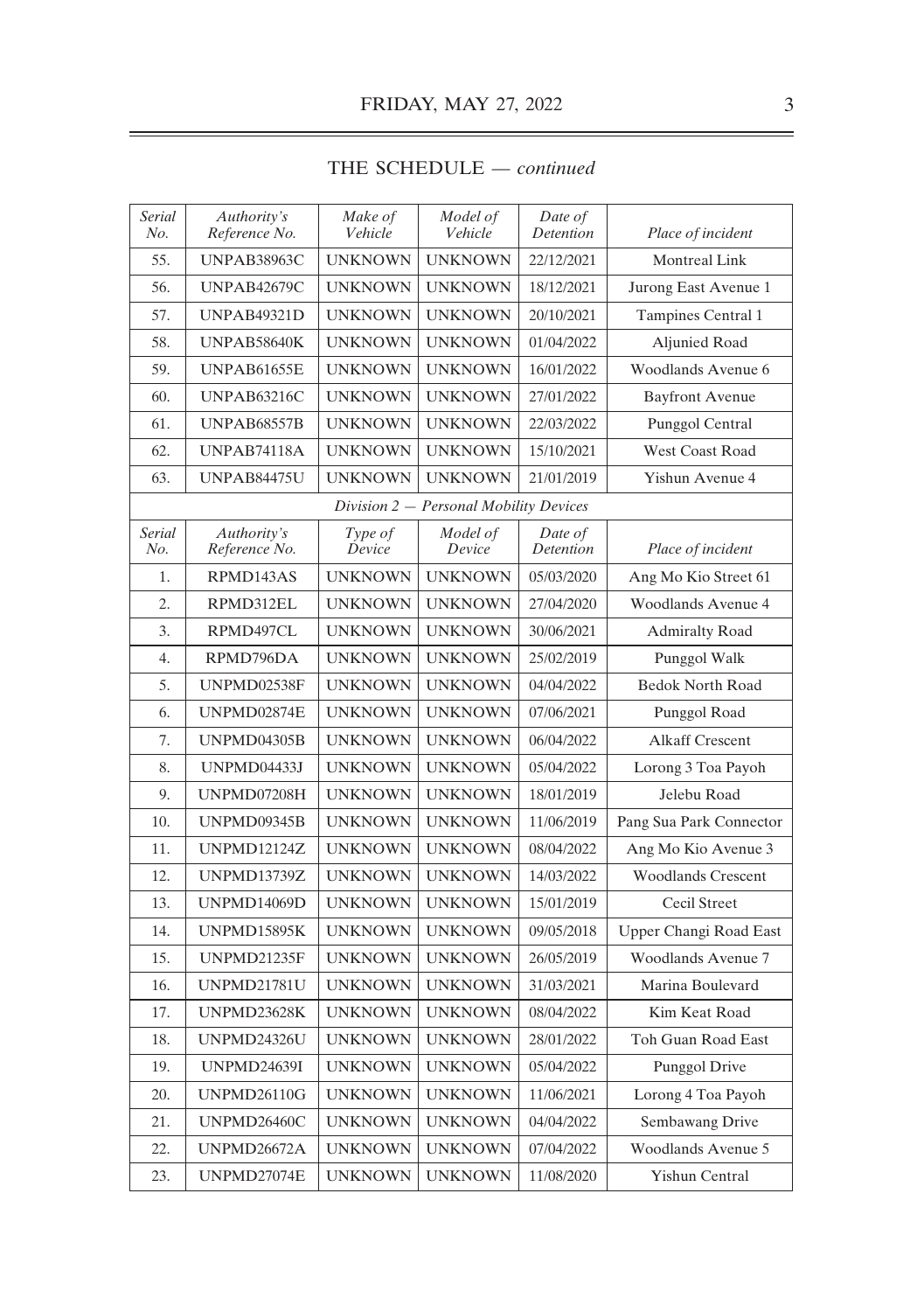THE SCHEDULE — *continued*

| *Serial No.* | *Authority's Reference No.* | *Make of Vehicle* | *Model of Vehicle* | *Date of Detention* | *Place of incident* |
|---|---|---|---|---|---|
| 55. | UNPAB38963C | UNKNOWN | UNKNOWN | 22/12/2021 | Montreal Link |
| 56. | UNPAB42679C | UNKNOWN | UNKNOWN | 18/12/2021 | Jurong East Avenue 1 |
| 57. | UNPAB49321D | UNKNOWN | UNKNOWN | 20/10/2021 | Tampines Central 1 |
| 58. | UNPAB58640K | UNKNOWN | UNKNOWN | 01/04/2022 | Aljunied Road |
| 59. | UNPAB61655E | UNKNOWN | UNKNOWN | 16/01/2022 | Woodlands Avenue 6 |
| 60. | UNPAB63216C | UNKNOWN | UNKNOWN | 27/01/2022 | Bayfront Avenue |
| 61. | UNPAB68557B | UNKNOWN | UNKNOWN | 22/03/2022 | Punggol Central |
| 62. | UNPAB74118A | UNKNOWN | UNKNOWN | 15/10/2021 | West Coast Road |
| 63. | UNPAB84475U | UNKNOWN | UNKNOWN | 21/01/2019 | Yishun Avenue 4 |
| | | *Division 2 — Personal Mobility Devices* | | | |
| *Serial No.* | *Authority's Reference No.* | *Type of Device* | *Model of Device* | *Date of Detention* | *Place of incident* |
| 1. | RPMD143AS | UNKNOWN | UNKNOWN | 05/03/2020 | Ang Mo Kio Street 61 |
| 2. | RPMD312EL | UNKNOWN | UNKNOWN | 27/04/2020 | Woodlands Avenue 4 |
| 3. | RPMD497CL | UNKNOWN | UNKNOWN | 30/06/2021 | Admiralty Road |
| 4. | RPMD796DA | UNKNOWN | UNKNOWN | 25/02/2019 | Punggol Walk |
| 5. | UNPMD02538F | UNKNOWN | UNKNOWN | 04/04/2022 | Bedok North Road |
| 6. | UNPMD02874E | UNKNOWN | UNKNOWN | 07/06/2021 | Punggol Road |
| 7. | UNPMD04305B | UNKNOWN | UNKNOWN | 06/04/2022 | Alkaff Crescent |
| 8. | UNPMD04433J | UNKNOWN | UNKNOWN | 05/04/2022 | Lorong 3 Toa Payoh |
| 9. | UNPMD07208H | UNKNOWN | UNKNOWN | 18/01/2019 | Jelebu Road |
| 10. | UNPMD09345B | UNKNOWN | UNKNOWN | 11/06/2019 | Pang Sua Park Connector |
| 11. | UNPMD12124Z | UNKNOWN | UNKNOWN | 08/04/2022 | Ang Mo Kio Avenue 3 |
| 12. | UNPMD13739Z | UNKNOWN | UNKNOWN | 14/03/2022 | Woodlands Crescent |
| 13. | UNPMD14069D | UNKNOWN | UNKNOWN | 15/01/2019 | Cecil Street |
| 14. | UNPMD15895K | UNKNOWN | UNKNOWN | 09/05/2018 | Upper Changi Road East |
| 15. | UNPMD21235F | UNKNOWN | UNKNOWN | 26/05/2019 | Woodlands Avenue 7 |
| 16. | UNPMD21781U | UNKNOWN | UNKNOWN | 31/03/2021 | Marina Boulevard |
| 17. | UNPMD23628K | UNKNOWN | UNKNOWN | 08/04/2022 | Kim Keat Road |
| 18. | UNPMD24326U | UNKNOWN | UNKNOWN | 28/01/2022 | Toh Guan Road East |
| 19. | UNPMD24639I | UNKNOWN | UNKNOWN | 05/04/2022 | Punggol Drive |
| 20. | UNPMD26110G | UNKNOWN | UNKNOWN | 11/06/2021 | Lorong 4 Toa Payoh |
| 21. | UNPMD26460C | UNKNOWN | UNKNOWN | 04/04/2022 | Sembawang Drive |
| 22. | UNPMD26672A | UNKNOWN | UNKNOWN | 07/04/2022 | Woodlands Avenue 5 |
| 23. | UNPMD27074E | UNKNOWN | UNKNOWN | 11/08/2020 | Yishun Central |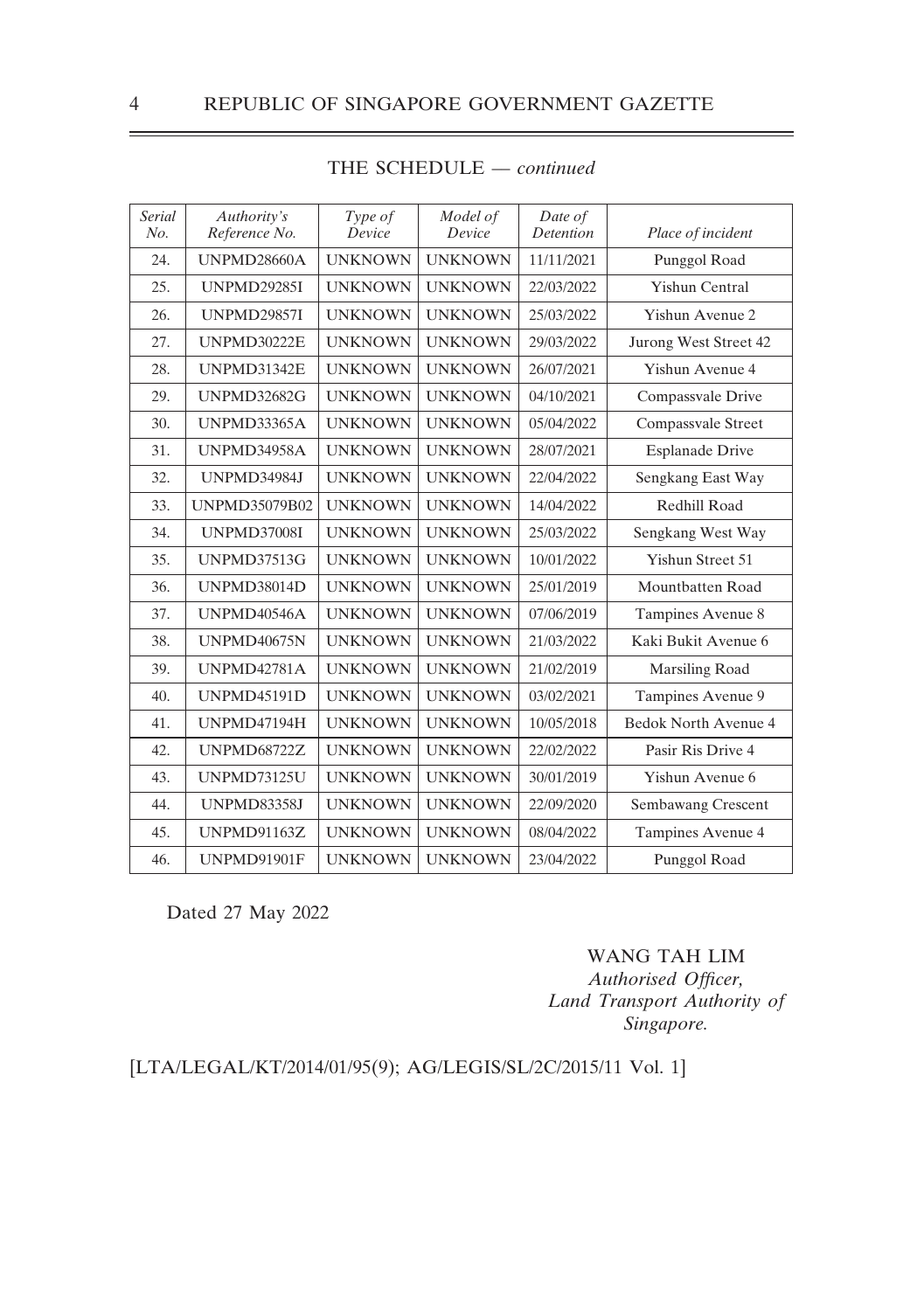THE SCHEDULE — *continued*

| *Serial No.* | *Authority's Reference No.* | *Type of Device* | *Model of Device* | *Date of Detention* | *Place of incident* |
|---|---|---|---|---|---|
| 24. | UNPMD28660A | UNKNOWN | UNKNOWN | 11/11/2021 | Punggol Road |
| 25. | UNPMD29285I | UNKNOWN | UNKNOWN | 22/03/2022 | Yishun Central |
| 26. | UNPMD29857I | UNKNOWN | UNKNOWN | 25/03/2022 | Yishun Avenue 2 |
| 27. | UNPMD30222E | UNKNOWN | UNKNOWN | 29/03/2022 | Jurong West Street 42 |
| 28. | UNPMD31342E | UNKNOWN | UNKNOWN | 26/07/2021 | Yishun Avenue 4 |
| 29. | UNPMD32682G | UNKNOWN | UNKNOWN | 04/10/2021 | Compassvale Drive |
| 30. | UNPMD33365A | UNKNOWN | UNKNOWN | 05/04/2022 | Compassvale Street |
| 31. | UNPMD34958A | UNKNOWN | UNKNOWN | 28/07/2021 | Esplanade Drive |
| 32. | UNPMD34984J | UNKNOWN | UNKNOWN | 22/04/2022 | Sengkang East Way |
| 33. | UNPMD35079B02 | UNKNOWN | UNKNOWN | 14/04/2022 | Redhill Road |
| 34. | UNPMD37008I | UNKNOWN | UNKNOWN | 25/03/2022 | Sengkang West Way |
| 35. | UNPMD37513G | UNKNOWN | UNKNOWN | 10/01/2022 | Yishun Street 51 |
| 36. | UNPMD38014D | UNKNOWN | UNKNOWN | 25/01/2019 | Mountbatten Road |
| 37. | UNPMD40546A | UNKNOWN | UNKNOWN | 07/06/2019 | Tampines Avenue 8 |
| 38. | UNPMD40675N | UNKNOWN | UNKNOWN | 21/03/2022 | Kaki Bukit Avenue 6 |
| 39. | UNPMD42781A | UNKNOWN | UNKNOWN | 21/02/2019 | Marsiling Road |
| 40. | UNPMD45191D | UNKNOWN | UNKNOWN | 03/02/2021 | Tampines Avenue 9 |
| 41. | UNPMD47194H | UNKNOWN | UNKNOWN | 10/05/2018 | Bedok North Avenue 4 |
| 42. | UNPMD68722Z | UNKNOWN | UNKNOWN | 22/02/2022 | Pasir Ris Drive 4 |
| 43. | UNPMD73125U | UNKNOWN | UNKNOWN | 30/01/2019 | Yishun Avenue 6 |
| 44. | UNPMD83358J | UNKNOWN | UNKNOWN | 22/09/2020 | Sembawang Crescent |
| 45. | UNPMD91163Z | UNKNOWN | UNKNOWN | 08/04/2022 | Tampines Avenue 4 |
| 46. | UNPMD91901F | UNKNOWN | UNKNOWN | 23/04/2022 | Punggol Road |

Dated 27 May 2022

WANG TAH LIM
*Authorised Officer,*
*Land Transport Authority of Singapore.*

[LTA/LEGAL/KT/2014/01/95(9); AG/LEGIS/SL/2C/2015/11 Vol. 1]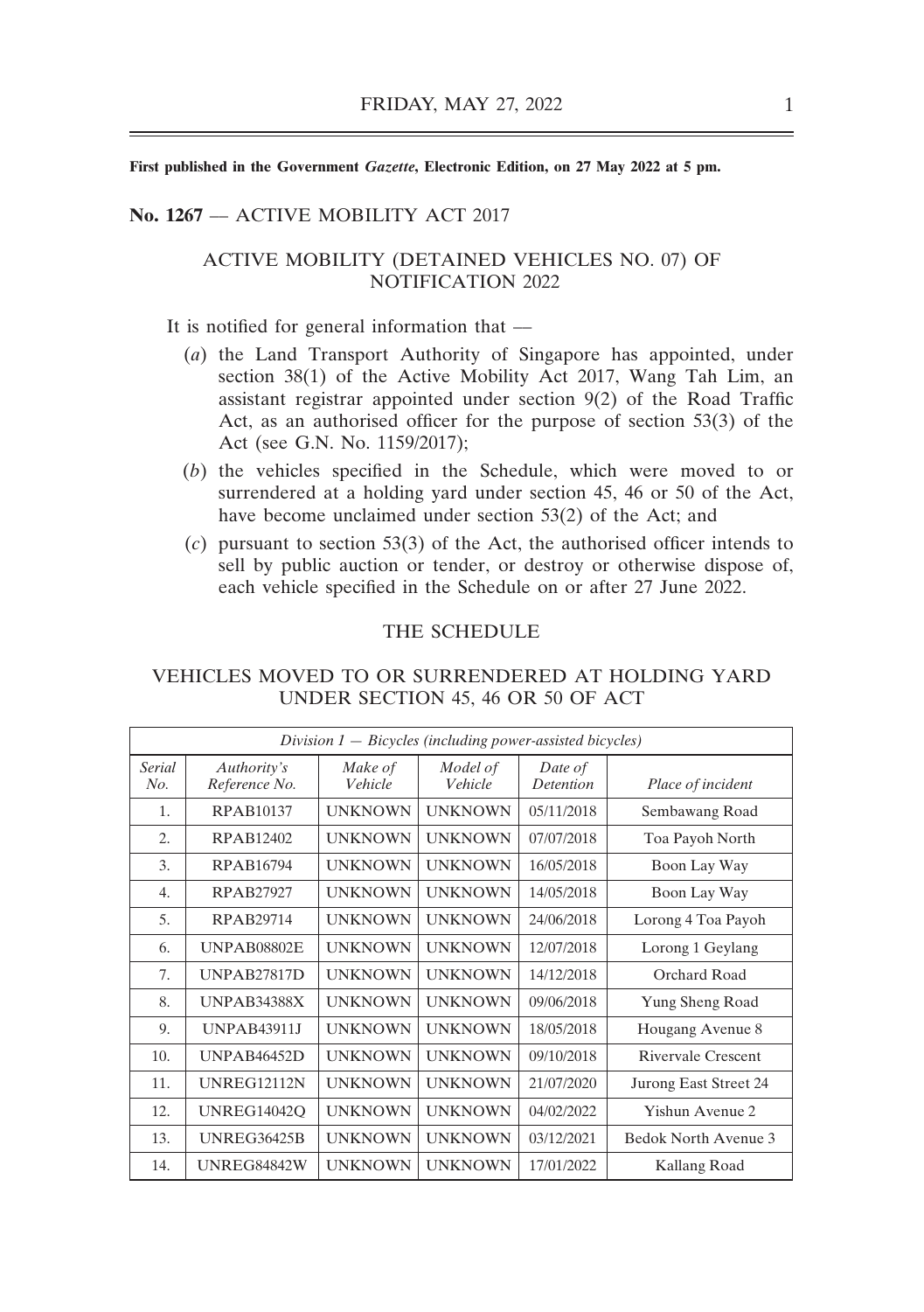First published in the Government *Gazette*, Electronic Edition, on 27 May 2022 at 5 pm.

**No. 1267** — ACTIVE MOBILITY ACT 2017

## ACTIVE MOBILITY (DETAINED VEHICLES NO. 07) OF NOTIFICATION 2022

It is notified for general information that —

(*a*) the Land Transport Authority of Singapore has appointed, under section 38(1) of the Active Mobility Act 2017, Wang Tah Lim, an assistant registrar appointed under section 9(2) of the Road Traffic Act, as an authorised officer for the purpose of section 53(3) of the Act (see G.N. No. 1159/2017);

(*b*) the vehicles specified in the Schedule, which were moved to or surrendered at a holding yard under section 45, 46 or 50 of the Act, have become unclaimed under section 53(2) of the Act; and

(*c*) pursuant to section 53(3) of the Act, the authorised officer intends to sell by public auction or tender, or destroy or otherwise dispose of, each vehicle specified in the Schedule on or after 27 June 2022.

## THE SCHEDULE

### VEHICLES MOVED TO OR SURRENDERED AT HOLDING YARD UNDER SECTION 45, 46 OR 50 OF ACT

| *Division 1 — Bicycles (including power-assisted bicycles)* | | | | | |
|---|---|---|---|---|---|
| *Serial No.* | *Authority's Reference No.* | *Make of Vehicle* | *Model of Vehicle* | *Date of Detention* | *Place of incident* |
| 1. | RPAB10137 | UNKNOWN | UNKNOWN | 05/11/2018 | Sembawang Road |
| 2. | RPAB12402 | UNKNOWN | UNKNOWN | 07/07/2018 | Toa Payoh North |
| 3. | RPAB16794 | UNKNOWN | UNKNOWN | 16/05/2018 | Boon Lay Way |
| 4. | RPAB27927 | UNKNOWN | UNKNOWN | 14/05/2018 | Boon Lay Way |
| 5. | RPAB29714 | UNKNOWN | UNKNOWN | 24/06/2018 | Lorong 4 Toa Payoh |
| 6. | UNPAB08802E | UNKNOWN | UNKNOWN | 12/07/2018 | Lorong 1 Geylang |
| 7. | UNPAB27817D | UNKNOWN | UNKNOWN | 14/12/2018 | Orchard Road |
| 8. | UNPAB34388X | UNKNOWN | UNKNOWN | 09/06/2018 | Yung Sheng Road |
| 9. | UNPAB43911J | UNKNOWN | UNKNOWN | 18/05/2018 | Hougang Avenue 8 |
| 10. | UNPAB46452D | UNKNOWN | UNKNOWN | 09/10/2018 | Rivervale Crescent |
| 11. | UNREG12112N | UNKNOWN | UNKNOWN | 21/07/2020 | Jurong East Street 24 |
| 12. | UNREG14042Q | UNKNOWN | UNKNOWN | 04/02/2022 | Yishun Avenue 2 |
| 13. | UNREG36425B | UNKNOWN | UNKNOWN | 03/12/2021 | Bedok North Avenue 3 |
| 14. | UNREG84842W | UNKNOWN | UNKNOWN | 17/01/2022 | Kallang Road |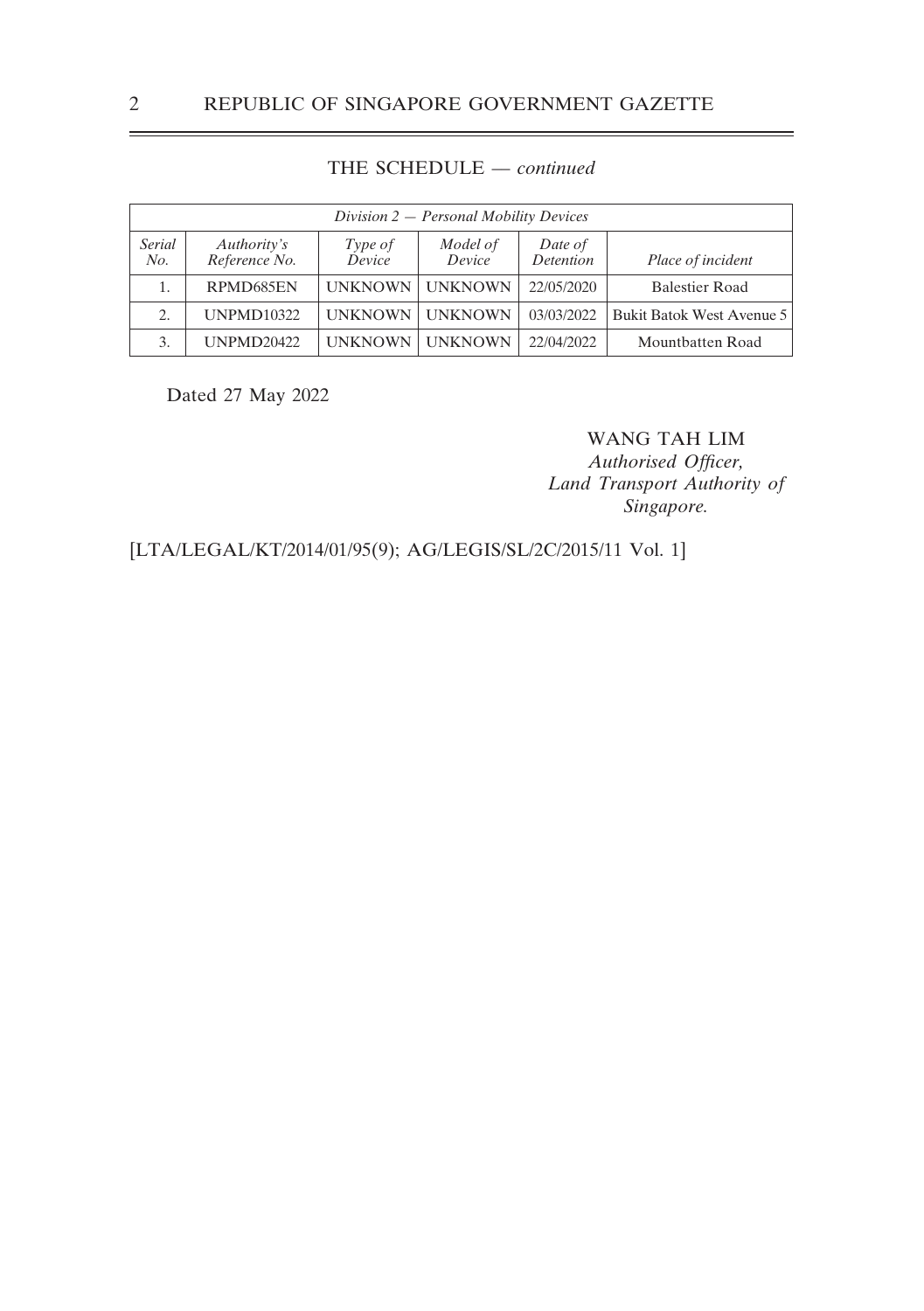THE SCHEDULE — *continued*

| *Division 2 — Personal Mobility Devices* | | | | | |
|---|---|---|---|---|---|
| *Serial No.* | *Authority's Reference No.* | *Type of Device* | *Model of Device* | *Date of Detention* | *Place of incident* |
| 1. | RPMD685EN | UNKNOWN | UNKNOWN | 22/05/2020 | Balestier Road |
| 2. | UNPMD10322 | UNKNOWN | UNKNOWN | 03/03/2022 | Bukit Batok West Avenue 5 |
| 3. | UNPMD20422 | UNKNOWN | UNKNOWN | 22/04/2022 | Mountbatten Road |

Dated 27 May 2022

WANG TAH LIM
*Authorised Officer,*
*Land Transport Authority of Singapore.*

[LTA/LEGAL/KT/2014/01/95(9); AG/LEGIS/SL/2C/2015/11 Vol. 1]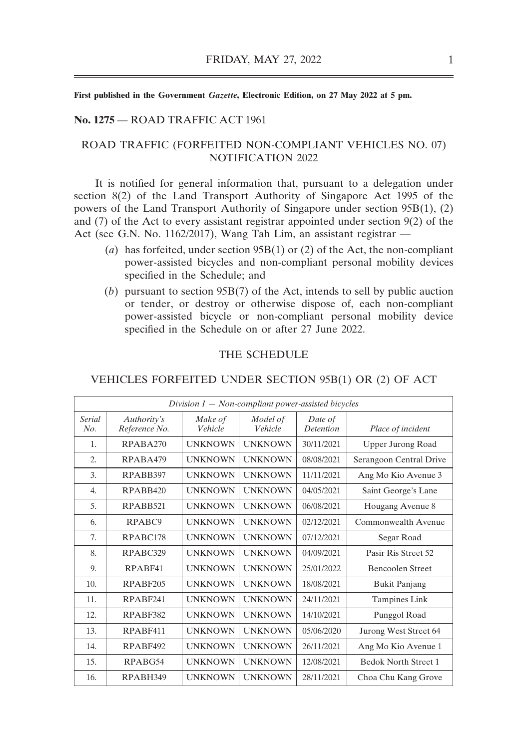First published in the Government *Gazette*, Electronic Edition, on 27 May 2022 at 5 pm.

**No. 1275** — ROAD TRAFFIC ACT 1961

ROAD TRAFFIC (FORFEITED NON-COMPLIANT VEHICLES NO. 07) NOTIFICATION 2022

It is notified for general information that, pursuant to a delegation under section 8(2) of the Land Transport Authority of Singapore Act 1995 of the powers of the Land Transport Authority of Singapore under section 95B(1), (2) and (7) of the Act to every assistant registrar appointed under section 9(2) of the Act (see G.N. No. 1162/2017), Wang Tah Lim, an assistant registrar —

(*a*) has forfeited, under section 95B(1) or (2) of the Act, the non-compliant power-assisted bicycles and non-compliant personal mobility devices specified in the Schedule; and

(*b*) pursuant to section 95B(7) of the Act, intends to sell by public auction or tender, or destroy or otherwise dispose of, each non-compliant power-assisted bicycle or non-compliant personal mobility device specified in the Schedule on or after 27 June 2022.

THE SCHEDULE

VEHICLES FORFEITED UNDER SECTION 95B(1) OR (2) OF ACT

| *Division 1 — Non-compliant power-assisted bicycles* | | | | | |
|---|---|---|---|---|---|
| *Serial No.* | *Authority's Reference No.* | *Make of Vehicle* | *Model of Vehicle* | *Date of Detention* | *Place of incident* |
| 1. | RPABA270 | UNKNOWN | UNKNOWN | 30/11/2021 | Upper Jurong Road |
| 2. | RPABA479 | UNKNOWN | UNKNOWN | 08/08/2021 | Serangoon Central Drive |
| 3. | RPABB397 | UNKNOWN | UNKNOWN | 11/11/2021 | Ang Mo Kio Avenue 3 |
| 4. | RPABB420 | UNKNOWN | UNKNOWN | 04/05/2021 | Saint George's Lane |
| 5. | RPABB521 | UNKNOWN | UNKNOWN | 06/08/2021 | Hougang Avenue 8 |
| 6. | RPABC9 | UNKNOWN | UNKNOWN | 02/12/2021 | Commonwealth Avenue |
| 7. | RPABC178 | UNKNOWN | UNKNOWN | 07/12/2021 | Segar Road |
| 8. | RPABC329 | UNKNOWN | UNKNOWN | 04/09/2021 | Pasir Ris Street 52 |
| 9. | RPABF41 | UNKNOWN | UNKNOWN | 25/01/2022 | Bencoolen Street |
| 10. | RPABF205 | UNKNOWN | UNKNOWN | 18/08/2021 | Bukit Panjang |
| 11. | RPABF241 | UNKNOWN | UNKNOWN | 24/11/2021 | Tampines Link |
| 12. | RPABF382 | UNKNOWN | UNKNOWN | 14/10/2021 | Punggol Road |
| 13. | RPABF411 | UNKNOWN | UNKNOWN | 05/06/2020 | Jurong West Street 64 |
| 14. | RPABF492 | UNKNOWN | UNKNOWN | 26/11/2021 | Ang Mo Kio Avenue 1 |
| 15. | RPABG54 | UNKNOWN | UNKNOWN | 12/08/2021 | Bedok North Street 1 |
| 16. | RPABH349 | UNKNOWN | UNKNOWN | 28/11/2021 | Choa Chu Kang Grove |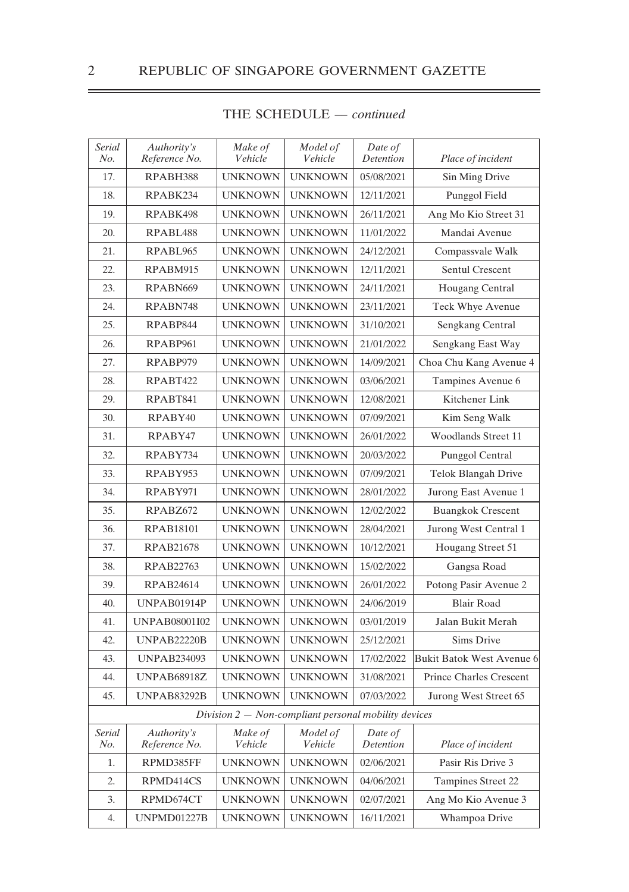THE SCHEDULE — *continued*

| *Serial No.* | *Authority's Reference No.* | *Make of Vehicle* | *Model of Vehicle* | *Date of Detention* | *Place of incident* |
|---|---|---|---|---|---|
| 17. | RPABH388 | UNKNOWN | UNKNOWN | 05/08/2021 | Sin Ming Drive |
| 18. | RPABK234 | UNKNOWN | UNKNOWN | 12/11/2021 | Punggol Field |
| 19. | RPABK498 | UNKNOWN | UNKNOWN | 26/11/2021 | Ang Mo Kio Street 31 |
| 20. | RPABL488 | UNKNOWN | UNKNOWN | 11/01/2022 | Mandai Avenue |
| 21. | RPABL965 | UNKNOWN | UNKNOWN | 24/12/2021 | Compassvale Walk |
| 22. | RPABM915 | UNKNOWN | UNKNOWN | 12/11/2021 | Sentul Crescent |
| 23. | RPABN669 | UNKNOWN | UNKNOWN | 24/11/2021 | Hougang Central |
| 24. | RPABN748 | UNKNOWN | UNKNOWN | 23/11/2021 | Teck Whye Avenue |
| 25. | RPABP844 | UNKNOWN | UNKNOWN | 31/10/2021 | Sengkang Central |
| 26. | RPABP961 | UNKNOWN | UNKNOWN | 21/01/2022 | Sengkang East Way |
| 27. | RPABP979 | UNKNOWN | UNKNOWN | 14/09/2021 | Choa Chu Kang Avenue 4 |
| 28. | RPABT422 | UNKNOWN | UNKNOWN | 03/06/2021 | Tampines Avenue 6 |
| 29. | RPABT841 | UNKNOWN | UNKNOWN | 12/08/2021 | Kitchener Link |
| 30. | RPABY40 | UNKNOWN | UNKNOWN | 07/09/2021 | Kim Seng Walk |
| 31. | RPABY47 | UNKNOWN | UNKNOWN | 26/01/2022 | Woodlands Street 11 |
| 32. | RPABY734 | UNKNOWN | UNKNOWN | 20/03/2022 | Punggol Central |
| 33. | RPABY953 | UNKNOWN | UNKNOWN | 07/09/2021 | Telok Blangah Drive |
| 34. | RPABY971 | UNKNOWN | UNKNOWN | 28/01/2022 | Jurong East Avenue 1 |
| 35. | RPABZ672 | UNKNOWN | UNKNOWN | 12/02/2022 | Buangkok Crescent |
| 36. | RPAB18101 | UNKNOWN | UNKNOWN | 28/04/2021 | Jurong West Central 1 |
| 37. | RPAB21678 | UNKNOWN | UNKNOWN | 10/12/2021 | Hougang Street 51 |
| 38. | RPAB22763 | UNKNOWN | UNKNOWN | 15/02/2022 | Gangsa Road |
| 39. | RPAB24614 | UNKNOWN | UNKNOWN | 26/01/2022 | Potong Pasir Avenue 2 |
| 40. | UNPAB01914P | UNKNOWN | UNKNOWN | 24/06/2019 | Blair Road |
| 41. | UNPAB08001I02 | UNKNOWN | UNKNOWN | 03/01/2019 | Jalan Bukit Merah |
| 42. | UNPAB22220B | UNKNOWN | UNKNOWN | 25/12/2021 | Sims Drive |
| 43. | UNPAB234093 | UNKNOWN | UNKNOWN | 17/02/2022 | Bukit Batok West Avenue 6 |
| 44. | UNPAB68918Z | UNKNOWN | UNKNOWN | 31/08/2021 | Prince Charles Crescent |
| 45. | UNPAB83292B | UNKNOWN | UNKNOWN | 07/03/2022 | Jurong West Street 65 |

*Division 2 — Non-compliant personal mobility devices*

| *Serial No.* | *Authority's Reference No.* | *Make of Vehicle* | *Model of Vehicle* | *Date of Detention* | *Place of incident* |
|---|---|---|---|---|---|
| 1. | RPMD385FF | UNKNOWN | UNKNOWN | 02/06/2021 | Pasir Ris Drive 3 |
| 2. | RPMD414CS | UNKNOWN | UNKNOWN | 04/06/2021 | Tampines Street 22 |
| 3. | RPMD674CT | UNKNOWN | UNKNOWN | 02/07/2021 | Ang Mo Kio Avenue 3 |
| 4. | UNPMD01227B | UNKNOWN | UNKNOWN | 16/11/2021 | Whampoa Drive |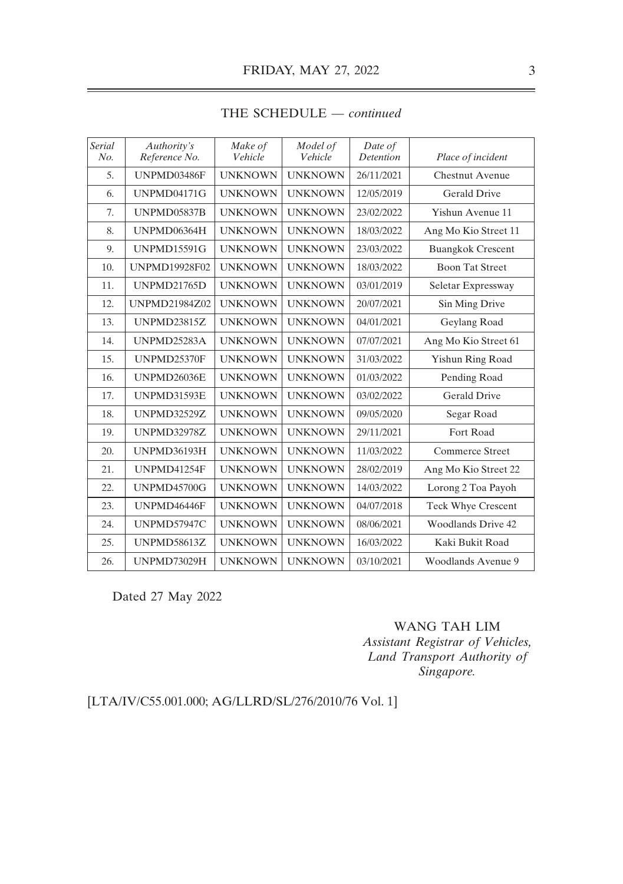THE SCHEDULE — *continued*

| *Serial No.* | *Authority's Reference No.* | *Make of Vehicle* | *Model of Vehicle* | *Date of Detention* | *Place of incident* |
|---|---|---|---|---|---|
| 5. | UNPMD03486F | UNKNOWN | UNKNOWN | 26/11/2021 | Chestnut Avenue |
| 6. | UNPMD04171G | UNKNOWN | UNKNOWN | 12/05/2019 | Gerald Drive |
| 7. | UNPMD05837B | UNKNOWN | UNKNOWN | 23/02/2022 | Yishun Avenue 11 |
| 8. | UNPMD06364H | UNKNOWN | UNKNOWN | 18/03/2022 | Ang Mo Kio Street 11 |
| 9. | UNPMD15591G | UNKNOWN | UNKNOWN | 23/03/2022 | Buangkok Crescent |
| 10. | UNPMD19928F02 | UNKNOWN | UNKNOWN | 18/03/2022 | Boon Tat Street |
| 11. | UNPMD21765D | UNKNOWN | UNKNOWN | 03/01/2019 | Seletar Expressway |
| 12. | UNPMD21984Z02 | UNKNOWN | UNKNOWN | 20/07/2021 | Sin Ming Drive |
| 13. | UNPMD23815Z | UNKNOWN | UNKNOWN | 04/01/2021 | Geylang Road |
| 14. | UNPMD25283A | UNKNOWN | UNKNOWN | 07/07/2021 | Ang Mo Kio Street 61 |
| 15. | UNPMD25370F | UNKNOWN | UNKNOWN | 31/03/2022 | Yishun Ring Road |
| 16. | UNPMD26036E | UNKNOWN | UNKNOWN | 01/03/2022 | Pending Road |
| 17. | UNPMD31593E | UNKNOWN | UNKNOWN | 03/02/2022 | Gerald Drive |
| 18. | UNPMD32529Z | UNKNOWN | UNKNOWN | 09/05/2020 | Segar Road |
| 19. | UNPMD32978Z | UNKNOWN | UNKNOWN | 29/11/2021 | Fort Road |
| 20. | UNPMD36193H | UNKNOWN | UNKNOWN | 11/03/2022 | Commerce Street |
| 21. | UNPMD41254F | UNKNOWN | UNKNOWN | 28/02/2019 | Ang Mo Kio Street 22 |
| 22. | UNPMD45700G | UNKNOWN | UNKNOWN | 14/03/2022 | Lorong 2 Toa Payoh |
| 23. | UNPMD46446F | UNKNOWN | UNKNOWN | 04/07/2018 | Teck Whye Crescent |
| 24. | UNPMD57947C | UNKNOWN | UNKNOWN | 08/06/2021 | Woodlands Drive 42 |
| 25. | UNPMD58613Z | UNKNOWN | UNKNOWN | 16/03/2022 | Kaki Bukit Road |
| 26. | UNPMD73029H | UNKNOWN | UNKNOWN | 03/10/2021 | Woodlands Avenue 9 |

Dated 27 May 2022

WANG TAH LIM
*Assistant Registrar of Vehicles,*
*Land Transport Authority of Singapore.*

[LTA/IV/C55.001.000; AG/LLRD/SL/276/2010/76 Vol. 1]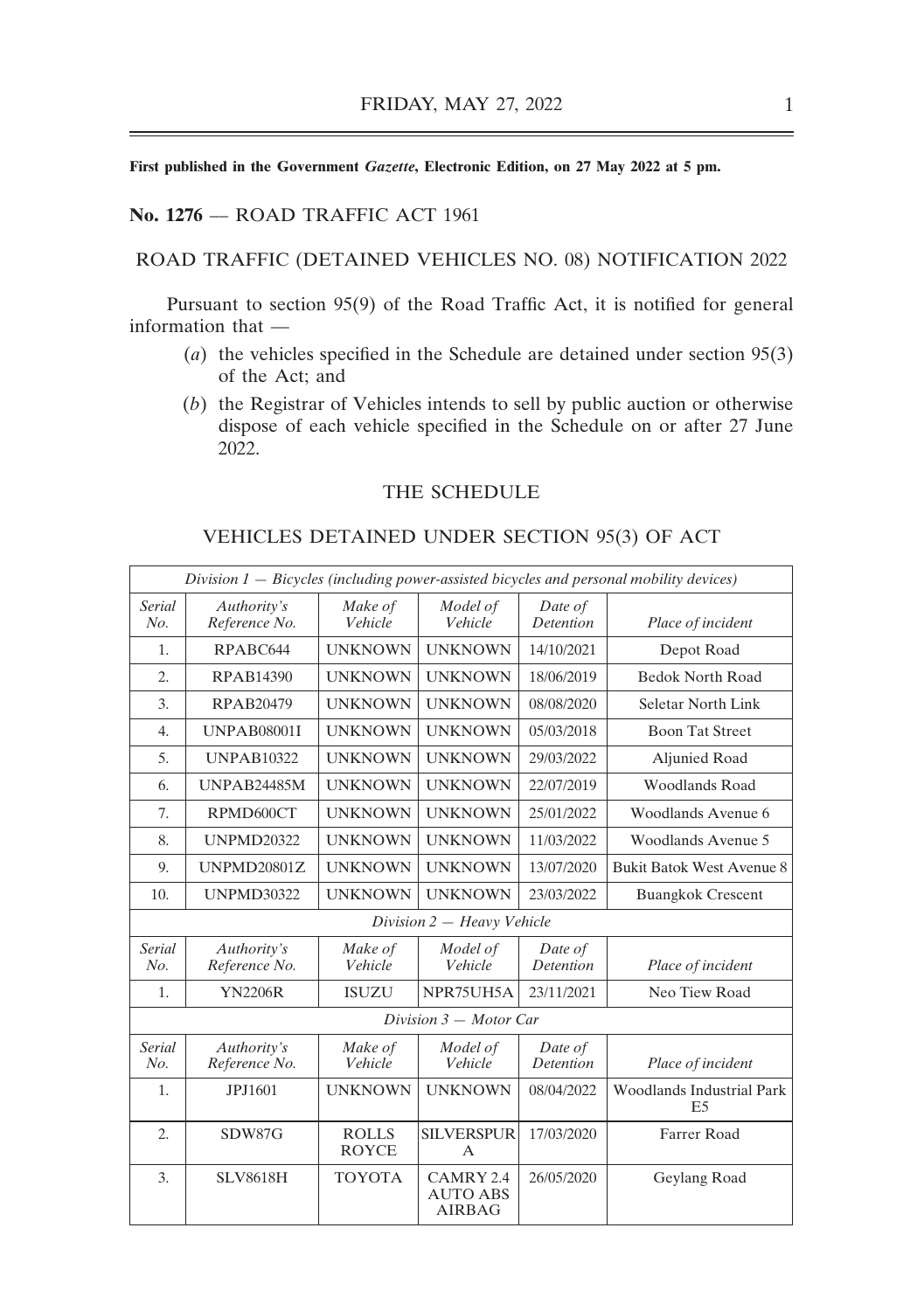**First published in the Government *Gazette*, Electronic Edition, on 27 May 2022 at 5 pm.**

**No. 1276** — ROAD TRAFFIC ACT 1961

ROAD TRAFFIC (DETAINED VEHICLES NO. 08) NOTIFICATION 2022

Pursuant to section 95(9) of the Road Traffic Act, it is notified for general information that —

(*a*) the vehicles specified in the Schedule are detained under section 95(3) of the Act; and

(*b*) the Registrar of Vehicles intends to sell by public auction or otherwise dispose of each vehicle specified in the Schedule on or after 27 June 2022.

THE SCHEDULE

VEHICLES DETAINED UNDER SECTION 95(3) OF ACT

| *Division 1 — Bicycles (including power-assisted bicycles and personal mobility devices)* | | | | | |
|---|---|---|---|---|---|
| *Serial No.* | *Authority's Reference No.* | *Make of Vehicle* | *Model of Vehicle* | *Date of Detention* | *Place of incident* |
| 1. | RPABC644 | UNKNOWN | UNKNOWN | 14/10/2021 | Depot Road |
| 2. | RPAB14390 | UNKNOWN | UNKNOWN | 18/06/2019 | Bedok North Road |
| 3. | RPAB20479 | UNKNOWN | UNKNOWN | 08/08/2020 | Seletar North Link |
| 4. | UNPAB08001I | UNKNOWN | UNKNOWN | 05/03/2018 | Boon Tat Street |
| 5. | UNPAB10322 | UNKNOWN | UNKNOWN | 29/03/2022 | Aljunied Road |
| 6. | UNPAB24485M | UNKNOWN | UNKNOWN | 22/07/2019 | Woodlands Road |
| 7. | RPMD600CT | UNKNOWN | UNKNOWN | 25/01/2022 | Woodlands Avenue 6 |
| 8. | UNPMD20322 | UNKNOWN | UNKNOWN | 11/03/2022 | Woodlands Avenue 5 |
| 9. | UNPMD20801Z | UNKNOWN | UNKNOWN | 13/07/2020 | Bukit Batok West Avenue 8 |
| 10. | UNPMD30322 | UNKNOWN | UNKNOWN | 23/03/2022 | Buangkok Crescent |
| *Division 2 — Heavy Vehicle* | | | | | |
| *Serial No.* | *Authority's Reference No.* | *Make of Vehicle* | *Model of Vehicle* | *Date of Detention* | *Place of incident* |
| 1. | YN2206R | ISUZU | NPR75UH5A | 23/11/2021 | Neo Tiew Road |
| *Division 3 — Motor Car* | | | | | |
| *Serial No.* | *Authority's Reference No.* | *Make of Vehicle* | *Model of Vehicle* | *Date of Detention* | *Place of incident* |
| 1. | JPJ1601 | UNKNOWN | UNKNOWN | 08/04/2022 | Woodlands Industrial Park E5 |
| 2. | SDW87G | ROLLS ROYCE | SILVERSPUR A | 17/03/2020 | Farrer Road |
| 3. | SLV8618H | TOYOTA | CAMRY 2.4 AUTO ABS AIRBAG | 26/05/2020 | Geylang Road |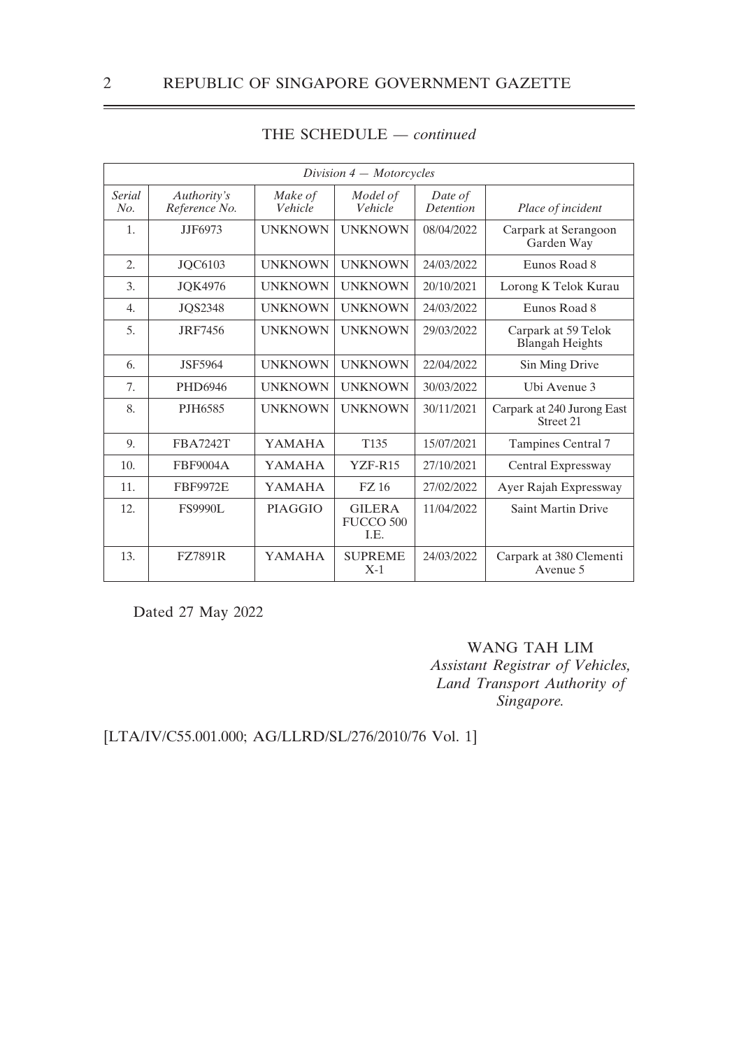THE SCHEDULE — *continued*

| *Division 4 — Motorcycles* | | | | | |
|---|---|---|---|---|---|
| *Serial No.* | *Authority's Reference No.* | *Make of Vehicle* | *Model of Vehicle* | *Date of Detention* | *Place of incident* |
| 1. | JJF6973 | UNKNOWN | UNKNOWN | 08/04/2022 | Carpark at Serangoon Garden Way |
| 2. | JQC6103 | UNKNOWN | UNKNOWN | 24/03/2022 | Eunos Road 8 |
| 3. | JQK4976 | UNKNOWN | UNKNOWN | 20/10/2021 | Lorong K Telok Kurau |
| 4. | JQS2348 | UNKNOWN | UNKNOWN | 24/03/2022 | Eunos Road 8 |
| 5. | JRF7456 | UNKNOWN | UNKNOWN | 29/03/2022 | Carpark at 59 Telok Blangah Heights |
| 6. | JSF5964 | UNKNOWN | UNKNOWN | 22/04/2022 | Sin Ming Drive |
| 7. | PHD6946 | UNKNOWN | UNKNOWN | 30/03/2022 | Ubi Avenue 3 |
| 8. | PJH6585 | UNKNOWN | UNKNOWN | 30/11/2021 | Carpark at 240 Jurong East Street 21 |
| 9. | FBA7242T | YAMAHA | T135 | 15/07/2021 | Tampines Central 7 |
| 10. | FBF9004A | YAMAHA | YZF-R15 | 27/10/2021 | Central Expressway |
| 11. | FBF9972E | YAMAHA | FZ 16 | 27/02/2022 | Ayer Rajah Expressway |
| 12. | FS9990L | PIAGGIO | GILERA FUCCO 500 I.E. | 11/04/2022 | Saint Martin Drive |
| 13. | FZ7891R | YAMAHA | SUPREME X-1 | 24/03/2022 | Carpark at 380 Clementi Avenue 5 |

Dated 27 May 2022

WANG TAH LIM
*Assistant Registrar of Vehicles,*
*Land Transport Authority of Singapore.*

[LTA/IV/C55.001.000; AG/LLRD/SL/276/2010/76 Vol. 1]